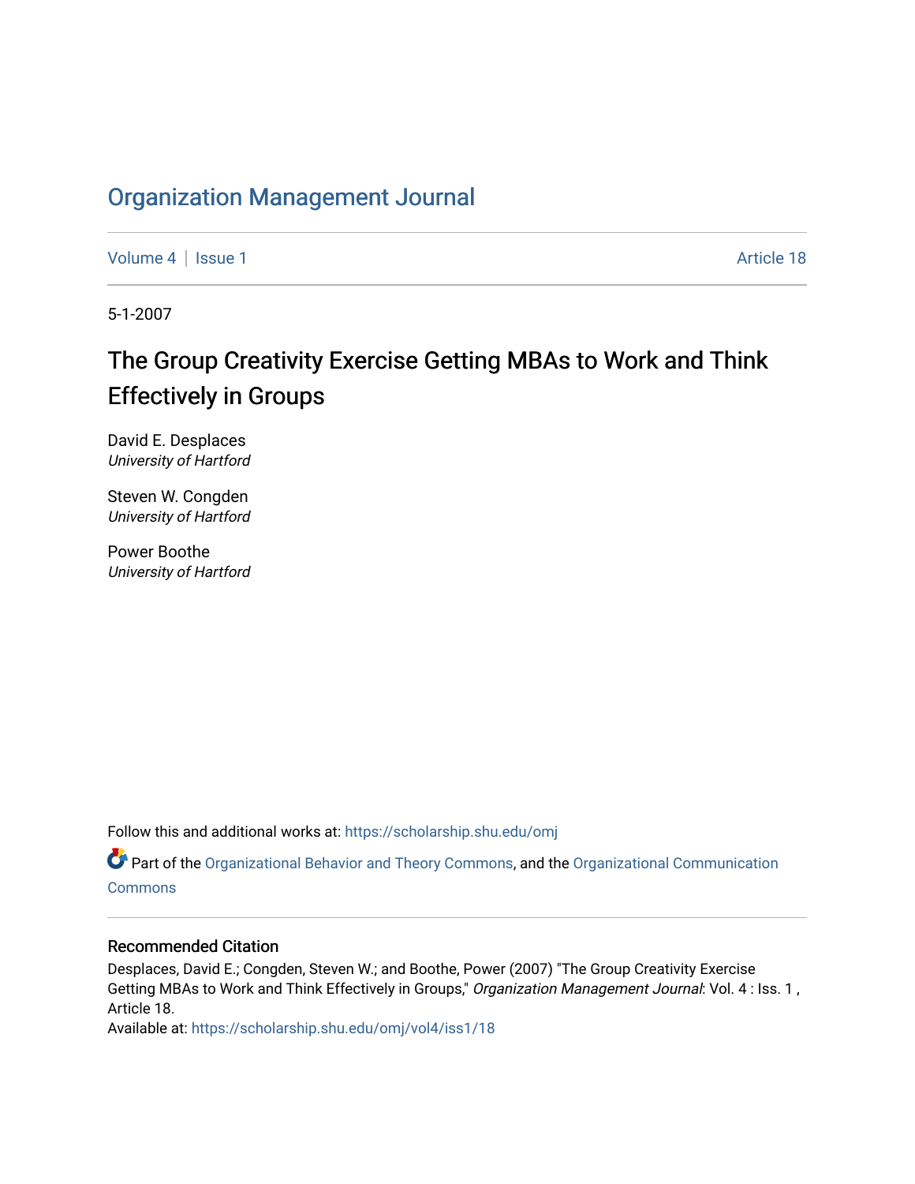# Organization Management Journal

Volume 4 | Issue 1 | Article 18

5-1-2007

## The Group Creativity Exercise Getting MBAs to Work and Think Effectively in Groups

David E. Desplaces
*University of Hartford*

Steven W. Congden
*University of Hartford*

Power Boothe
*University of Hartford*

Follow this and additional works at: https://scholarship.shu.edu/omj

Part of the Organizational Behavior and Theory Commons, and the Organizational Communication Commons

### Recommended Citation

Desplaces, David E.; Congden, Steven W.; and Boothe, Power (2007) "The Group Creativity Exercise Getting MBAs to Work and Think Effectively in Groups," *Organization Management Journal*: Vol. 4 : Iss. 1 , Article 18.
Available at: https://scholarship.shu.edu/omj/vol4/iss1/18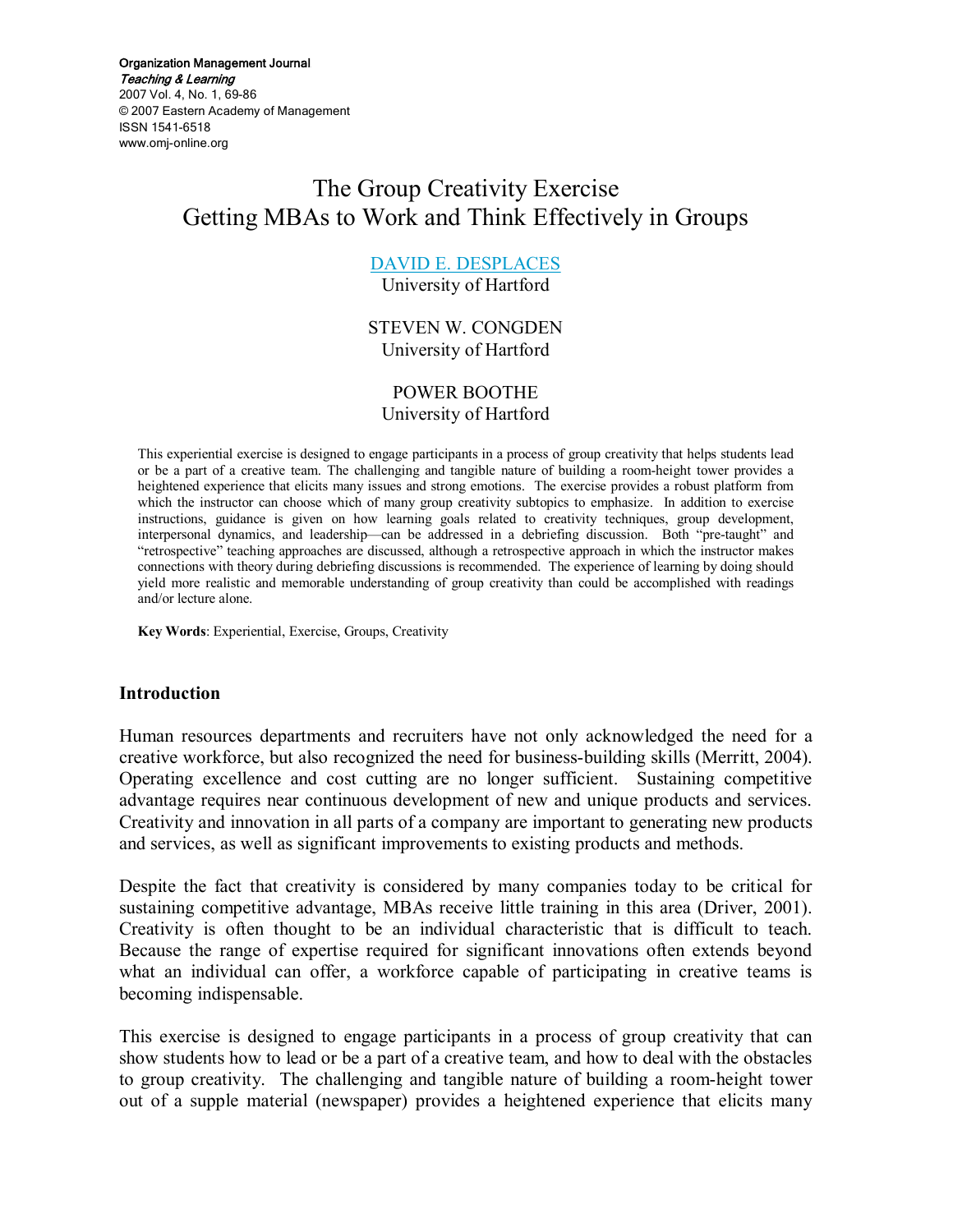# The Group Creativity Exercise
# Getting MBAs to Work and Think Effectively in Groups

DAVID E. DESPLACES
University of Hartford

STEVEN W. CONGDEN
University of Hartford

POWER BOOTHE
University of Hartford

This experiential exercise is designed to engage participants in a process of group creativity that helps students lead or be a part of a creative team. The challenging and tangible nature of building a room-height tower provides a heightened experience that elicits many issues and strong emotions. The exercise provides a robust platform from which the instructor can choose which of many group creativity subtopics to emphasize. In addition to exercise instructions, guidance is given on how learning goals related to creativity techniques, group development, interpersonal dynamics, and leadership—can be addressed in a debriefing discussion. Both "pre-taught" and "retrospective" teaching approaches are discussed, although a retrospective approach in which the instructor makes connections with theory during debriefing discussions is recommended. The experience of learning by doing should yield more realistic and memorable understanding of group creativity than could be accomplished with readings and/or lecture alone.

**Key Words**: Experiential, Exercise, Groups, Creativity

## Introduction

Human resources departments and recruiters have not only acknowledged the need for a creative workforce, but also recognized the need for business-building skills (Merritt, 2004). Operating excellence and cost cutting are no longer sufficient. Sustaining competitive advantage requires near continuous development of new and unique products and services. Creativity and innovation in all parts of a company are important to generating new products and services, as well as significant improvements to existing products and methods.

Despite the fact that creativity is considered by many companies today to be critical for sustaining competitive advantage, MBAs receive little training in this area (Driver, 2001). Creativity is often thought to be an individual characteristic that is difficult to teach. Because the range of expertise required for significant innovations often extends beyond what an individual can offer, a workforce capable of participating in creative teams is becoming indispensable.

This exercise is designed to engage participants in a process of group creativity that can show students how to lead or be a part of a creative team, and how to deal with the obstacles to group creativity. The challenging and tangible nature of building a room-height tower out of a supple material (newspaper) provides a heightened experience that elicits many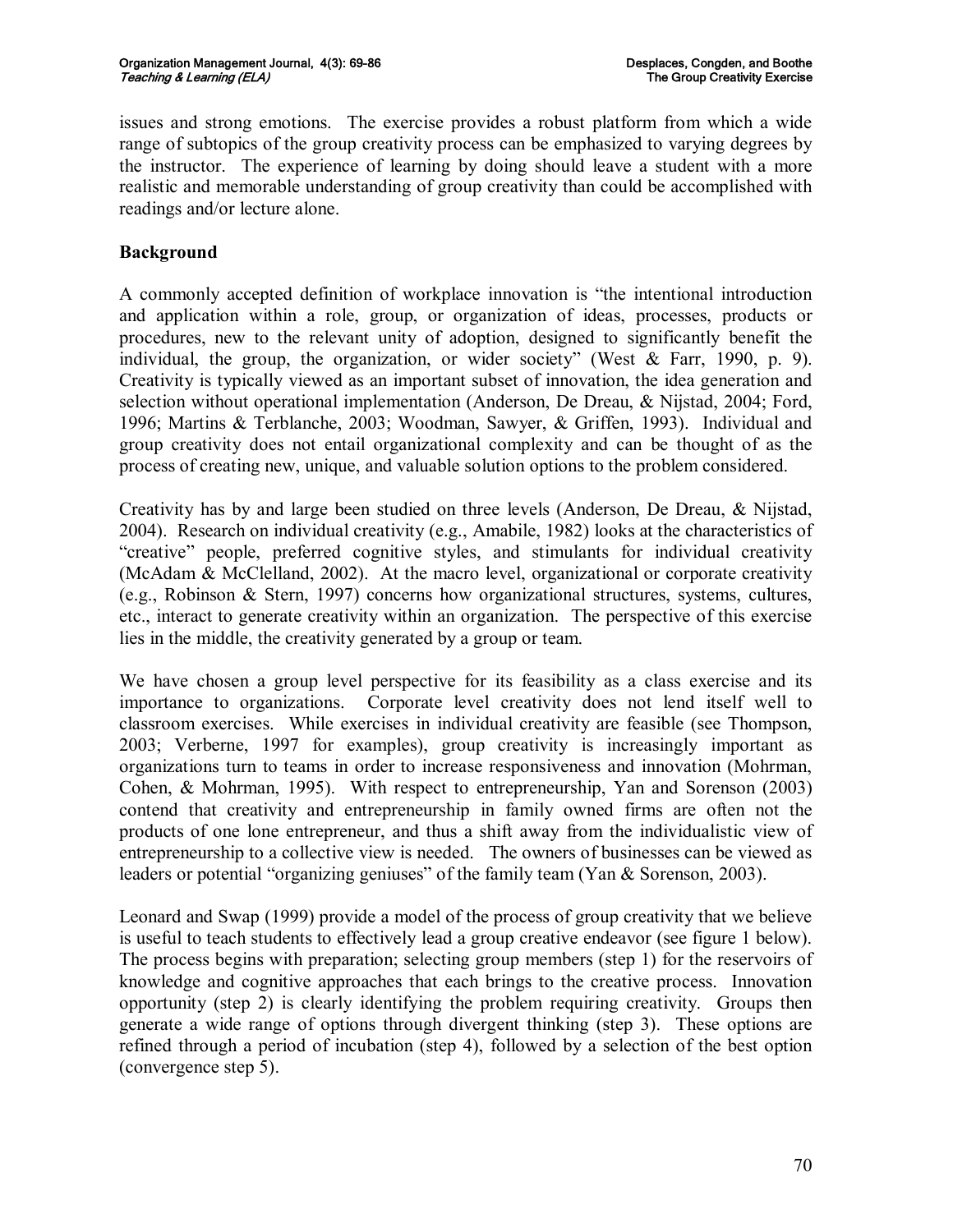issues and strong emotions. The exercise provides a robust platform from which a wide range of subtopics of the group creativity process can be emphasized to varying degrees by the instructor. The experience of learning by doing should leave a student with a more realistic and memorable understanding of group creativity than could be accomplished with readings and/or lecture alone.

## Background

A commonly accepted definition of workplace innovation is "the intentional introduction and application within a role, group, or organization of ideas, processes, products or procedures, new to the relevant unity of adoption, designed to significantly benefit the individual, the group, the organization, or wider society" (West & Farr, 1990, p. 9). Creativity is typically viewed as an important subset of innovation, the idea generation and selection without operational implementation (Anderson, De Dreau, & Nijstad, 2004; Ford, 1996; Martins & Terblanche, 2003; Woodman, Sawyer, & Griffen, 1993). Individual and group creativity does not entail organizational complexity and can be thought of as the process of creating new, unique, and valuable solution options to the problem considered.

Creativity has by and large been studied on three levels (Anderson, De Dreau, & Nijstad, 2004). Research on individual creativity (e.g., Amabile, 1982) looks at the characteristics of "creative" people, preferred cognitive styles, and stimulants for individual creativity (McAdam & McClelland, 2002). At the macro level, organizational or corporate creativity (e.g., Robinson & Stern, 1997) concerns how organizational structures, systems, cultures, etc., interact to generate creativity within an organization. The perspective of this exercise lies in the middle, the creativity generated by a group or team.

We have chosen a group level perspective for its feasibility as a class exercise and its importance to organizations. Corporate level creativity does not lend itself well to classroom exercises. While exercises in individual creativity are feasible (see Thompson, 2003; Verberne, 1997 for examples), group creativity is increasingly important as organizations turn to teams in order to increase responsiveness and innovation (Mohrman, Cohen, & Mohrman, 1995). With respect to entrepreneurship, Yan and Sorenson (2003) contend that creativity and entrepreneurship in family owned firms are often not the products of one lone entrepreneur, and thus a shift away from the individualistic view of entrepreneurship to a collective view is needed. The owners of businesses can be viewed as leaders or potential "organizing geniuses" of the family team (Yan & Sorenson, 2003).

Leonard and Swap (1999) provide a model of the process of group creativity that we believe is useful to teach students to effectively lead a group creative endeavor (see figure 1 below). The process begins with preparation; selecting group members (step 1) for the reservoirs of knowledge and cognitive approaches that each brings to the creative process. Innovation opportunity (step 2) is clearly identifying the problem requiring creativity. Groups then generate a wide range of options through divergent thinking (step 3). These options are refined through a period of incubation (step 4), followed by a selection of the best option (convergence step 5).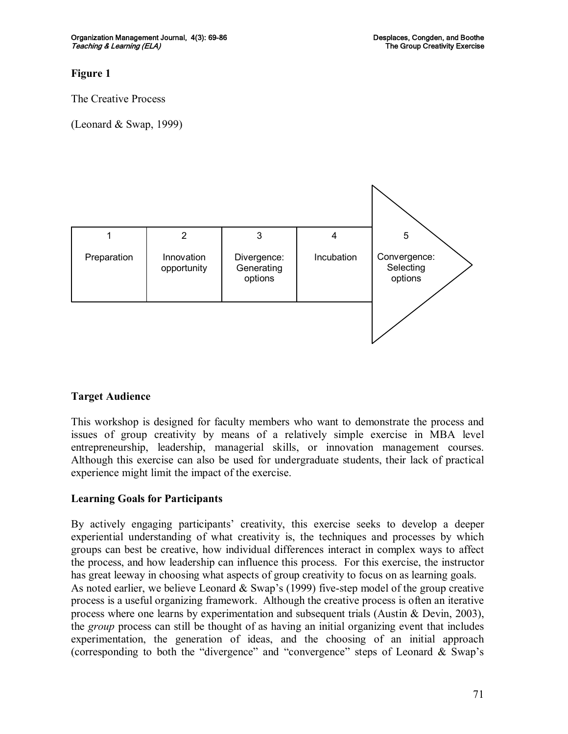**Figure 1**

The Creative Process

(Leonard & Swap, 1999)

| 1 | 2 | 3 | 4 | 5 |
|---|---|---|---|---|
| Preparation | Innovation opportunity | Divergence: Generating options | Incubation | Convergence: Selecting options |

## Target Audience

This workshop is designed for faculty members who want to demonstrate the process and issues of group creativity by means of a relatively simple exercise in MBA level entrepreneurship, leadership, managerial skills, or innovation management courses. Although this exercise can also be used for undergraduate students, their lack of practical experience might limit the impact of the exercise.

## Learning Goals for Participants

By actively engaging participants' creativity, this exercise seeks to develop a deeper experiential understanding of what creativity is, the techniques and processes by which groups can best be creative, how individual differences interact in complex ways to affect the process, and how leadership can influence this process. For this exercise, the instructor has great leeway in choosing what aspects of group creativity to focus on as learning goals.

As noted earlier, we believe Leonard & Swap's (1999) five-step model of the group creative process is a useful organizing framework. Although the creative process is often an iterative process where one learns by experimentation and subsequent trials (Austin & Devin, 2003), the *group* process can still be thought of as having an initial organizing event that includes experimentation, the generation of ideas, and the choosing of an initial approach (corresponding to both the "divergence" and "convergence" steps of Leonard & Swap's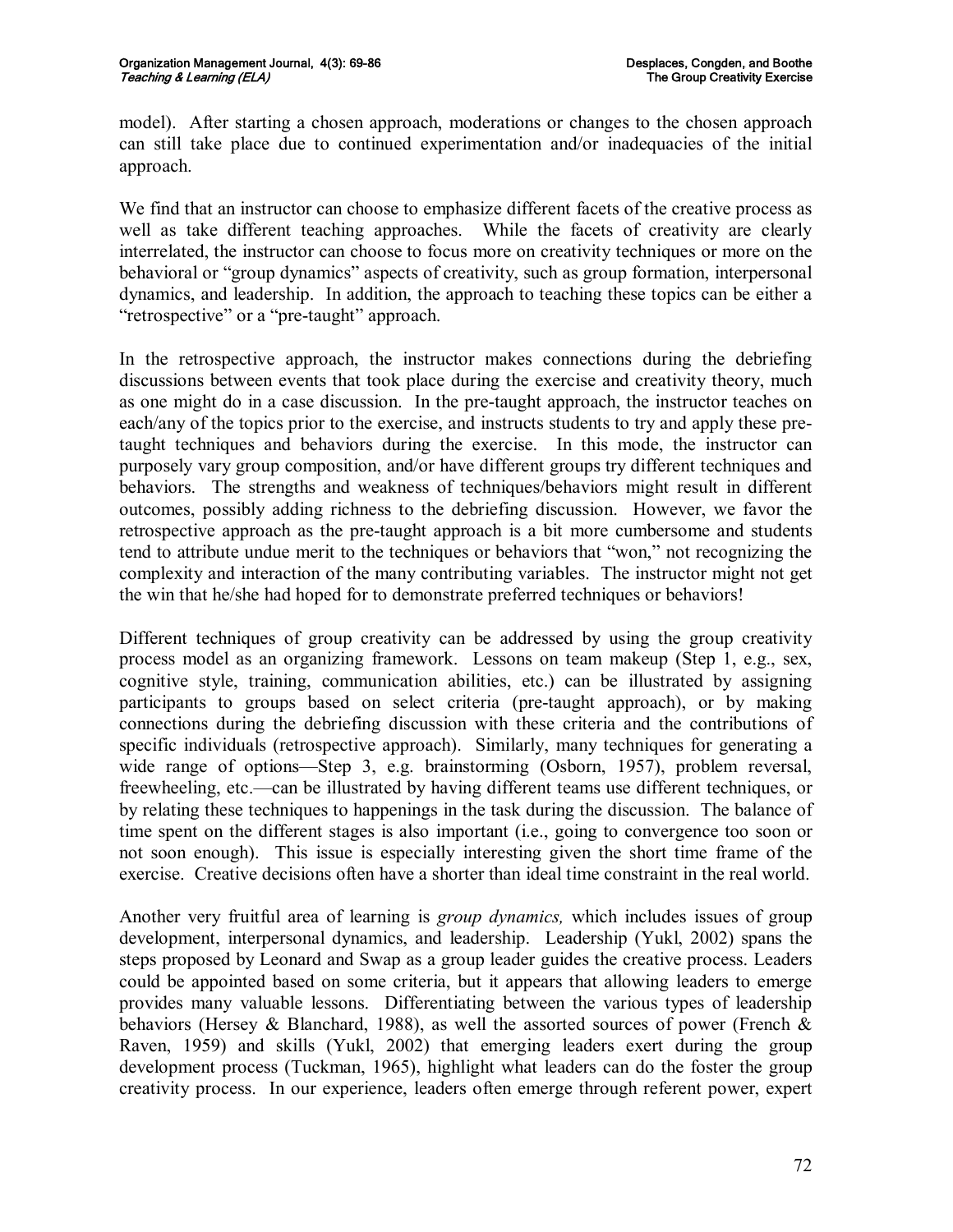model). After starting a chosen approach, moderations or changes to the chosen approach can still take place due to continued experimentation and/or inadequacies of the initial approach.

We find that an instructor can choose to emphasize different facets of the creative process as well as take different teaching approaches. While the facets of creativity are clearly interrelated, the instructor can choose to focus more on creativity techniques or more on the behavioral or "group dynamics" aspects of creativity, such as group formation, interpersonal dynamics, and leadership. In addition, the approach to teaching these topics can be either a "retrospective" or a "pre-taught" approach.

In the retrospective approach, the instructor makes connections during the debriefing discussions between events that took place during the exercise and creativity theory, much as one might do in a case discussion. In the pre-taught approach, the instructor teaches on each/any of the topics prior to the exercise, and instructs students to try and apply these pre-taught techniques and behaviors during the exercise. In this mode, the instructor can purposely vary group composition, and/or have different groups try different techniques and behaviors. The strengths and weakness of techniques/behaviors might result in different outcomes, possibly adding richness to the debriefing discussion. However, we favor the retrospective approach as the pre-taught approach is a bit more cumbersome and students tend to attribute undue merit to the techniques or behaviors that "won," not recognizing the complexity and interaction of the many contributing variables. The instructor might not get the win that he/she had hoped for to demonstrate preferred techniques or behaviors!

Different techniques of group creativity can be addressed by using the group creativity process model as an organizing framework. Lessons on team makeup (Step 1, e.g., sex, cognitive style, training, communication abilities, etc.) can be illustrated by assigning participants to groups based on select criteria (pre-taught approach), or by making connections during the debriefing discussion with these criteria and the contributions of specific individuals (retrospective approach). Similarly, many techniques for generating a wide range of options—Step 3, e.g. brainstorming (Osborn, 1957), problem reversal, freewheeling, etc.—can be illustrated by having different teams use different techniques, or by relating these techniques to happenings in the task during the discussion. The balance of time spent on the different stages is also important (i.e., going to convergence too soon or not soon enough). This issue is especially interesting given the short time frame of the exercise. Creative decisions often have a shorter than ideal time constraint in the real world.

Another very fruitful area of learning is *group dynamics,* which includes issues of group development, interpersonal dynamics, and leadership. Leadership (Yukl, 2002) spans the steps proposed by Leonard and Swap as a group leader guides the creative process. Leaders could be appointed based on some criteria, but it appears that allowing leaders to emerge provides many valuable lessons. Differentiating between the various types of leadership behaviors (Hersey & Blanchard, 1988), as well the assorted sources of power (French & Raven, 1959) and skills (Yukl, 2002) that emerging leaders exert during the group development process (Tuckman, 1965), highlight what leaders can do the foster the group creativity process. In our experience, leaders often emerge through referent power, expert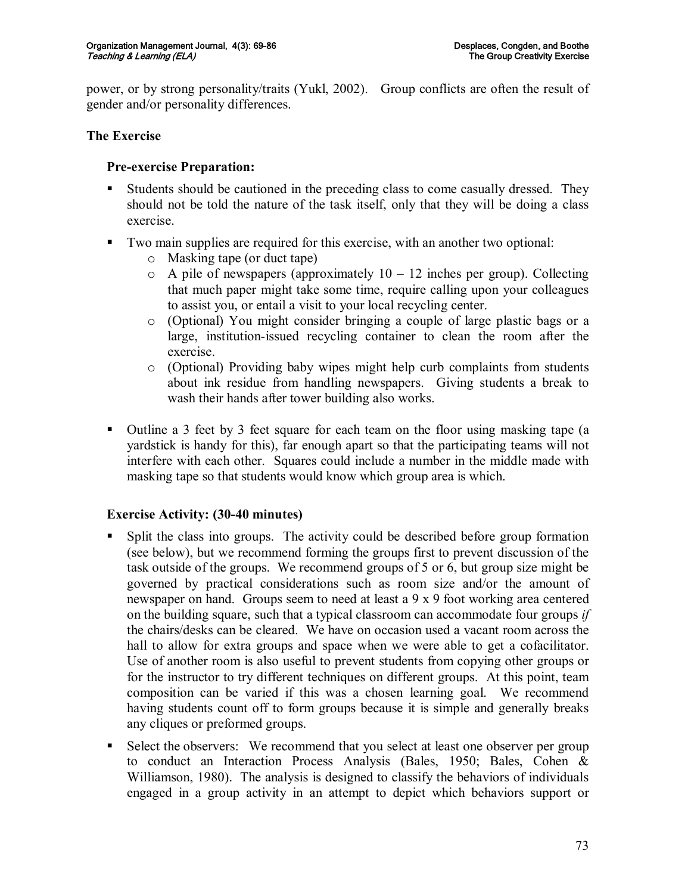power, or by strong personality/traits (Yukl, 2002). Group conflicts are often the result of gender and/or personality differences.

## The Exercise

### Pre-exercise Preparation:

- Students should be cautioned in the preceding class to come casually dressed. They should not be told the nature of the task itself, only that they will be doing a class exercise.
- Two main supplies are required for this exercise, with an another two optional:
  - Masking tape (or duct tape)
  - A pile of newspapers (approximately 10 – 12 inches per group). Collecting that much paper might take some time, require calling upon your colleagues to assist you, or entail a visit to your local recycling center.
  - (Optional) You might consider bringing a couple of large plastic bags or a large, institution-issued recycling container to clean the room after the exercise.
  - (Optional) Providing baby wipes might help curb complaints from students about ink residue from handling newspapers. Giving students a break to wash their hands after tower building also works.
- Outline a 3 feet by 3 feet square for each team on the floor using masking tape (a yardstick is handy for this), far enough apart so that the participating teams will not interfere with each other. Squares could include a number in the middle made with masking tape so that students would know which group area is which.

### Exercise Activity: (30-40 minutes)

- Split the class into groups. The activity could be described before group formation (see below), but we recommend forming the groups first to prevent discussion of the task outside of the groups. We recommend groups of 5 or 6, but group size might be governed by practical considerations such as room size and/or the amount of newspaper on hand. Groups seem to need at least a 9 x 9 foot working area centered on the building square, such that a typical classroom can accommodate four groups *if* the chairs/desks can be cleared. We have on occasion used a vacant room across the hall to allow for extra groups and space when we were able to get a cofacilitator. Use of another room is also useful to prevent students from copying other groups or for the instructor to try different techniques on different groups. At this point, team composition can be varied if this was a chosen learning goal. We recommend having students count off to form groups because it is simple and generally breaks any cliques or preformed groups.
- Select the observers: We recommend that you select at least one observer per group to conduct an Interaction Process Analysis (Bales, 1950; Bales, Cohen & Williamson, 1980). The analysis is designed to classify the behaviors of individuals engaged in a group activity in an attempt to depict which behaviors support or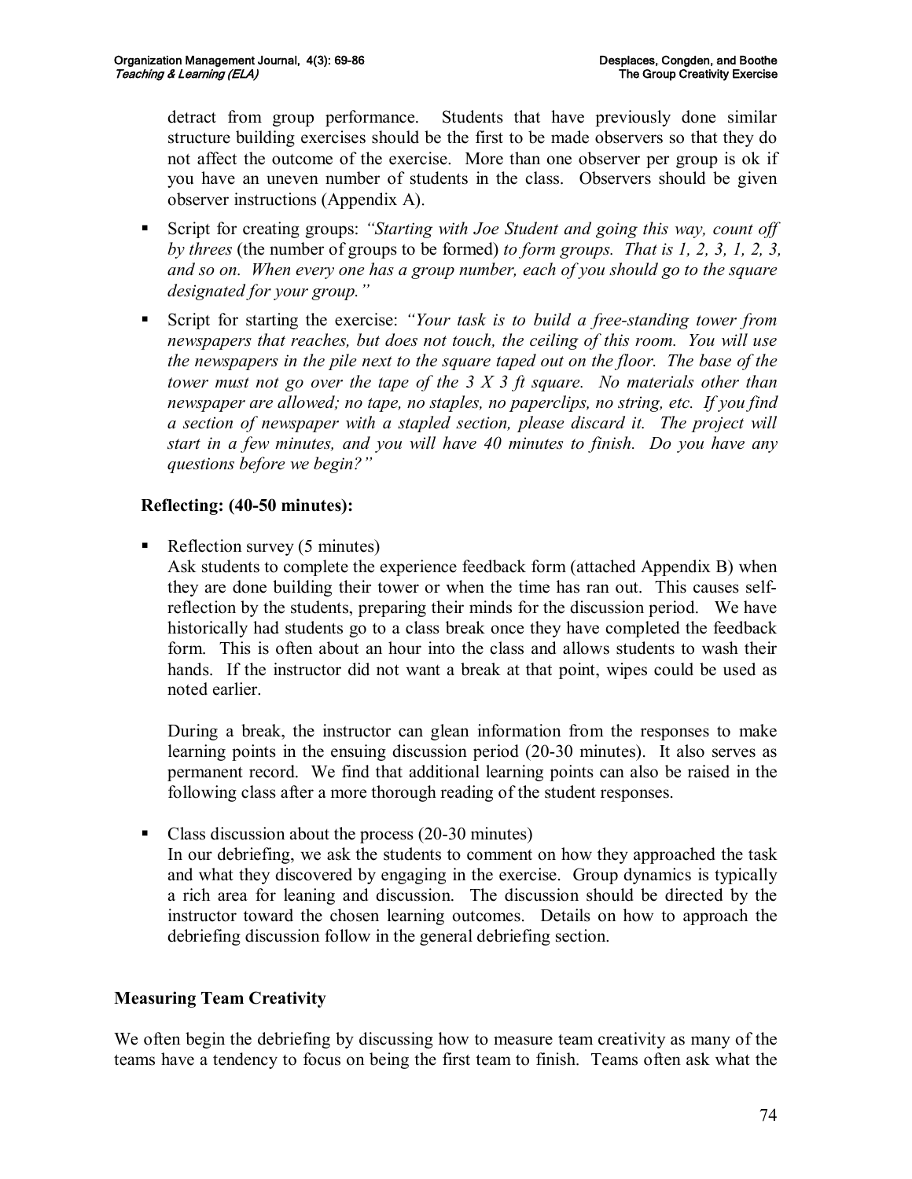detract from group performance. Students that have previously done similar structure building exercises should be the first to be made observers so that they do not affect the outcome of the exercise. More than one observer per group is ok if you have an uneven number of students in the class. Observers should be given observer instructions (Appendix A).

- Script for creating groups: *"Starting with Joe Student and going this way, count off by threes* (the number of groups to be formed) *to form groups. That is 1, 2, 3, 1, 2, 3, and so on. When every one has a group number, each of you should go to the square designated for your group."*
- Script for starting the exercise: *"Your task is to build a free-standing tower from newspapers that reaches, but does not touch, the ceiling of this room. You will use the newspapers in the pile next to the square taped out on the floor. The base of the tower must not go over the tape of the 3 X 3 ft square. No materials other than newspaper are allowed; no tape, no staples, no paperclips, no string, etc. If you find a section of newspaper with a stapled section, please discard it. The project will start in a few minutes, and you will have 40 minutes to finish. Do you have any questions before we begin?"*

**Reflecting: (40-50 minutes):**

- Reflection survey (5 minutes)
  Ask students to complete the experience feedback form (attached Appendix B) when they are done building their tower or when the time has ran out. This causes self-reflection by the students, preparing their minds for the discussion period. We have historically had students go to a class break once they have completed the feedback form. This is often about an hour into the class and allows students to wash their hands. If the instructor did not want a break at that point, wipes could be used as noted earlier.

  During a break, the instructor can glean information from the responses to make learning points in the ensuing discussion period (20-30 minutes). It also serves as permanent record. We find that additional learning points can also be raised in the following class after a more thorough reading of the student responses.

- Class discussion about the process (20-30 minutes)
  In our debriefing, we ask the students to comment on how they approached the task and what they discovered by engaging in the exercise. Group dynamics is typically a rich area for leaning and discussion. The discussion should be directed by the instructor toward the chosen learning outcomes. Details on how to approach the debriefing discussion follow in the general debriefing section.

## Measuring Team Creativity

We often begin the debriefing by discussing how to measure team creativity as many of the teams have a tendency to focus on being the first team to finish. Teams often ask what the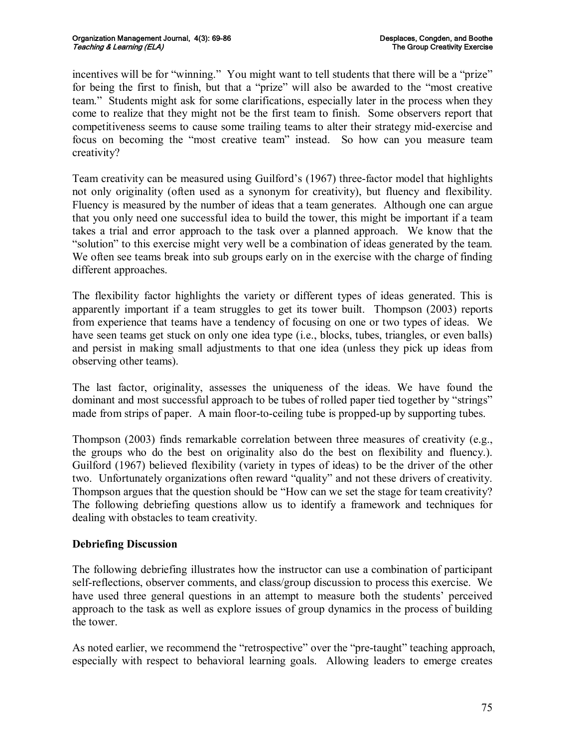incentives will be for "winning." You might want to tell students that there will be a "prize" for being the first to finish, but that a "prize" will also be awarded to the "most creative team." Students might ask for some clarifications, especially later in the process when they come to realize that they might not be the first team to finish. Some observers report that competitiveness seems to cause some trailing teams to alter their strategy mid-exercise and focus on becoming the "most creative team" instead. So how can you measure team creativity?

Team creativity can be measured using Guilford's (1967) three-factor model that highlights not only originality (often used as a synonym for creativity), but fluency and flexibility. Fluency is measured by the number of ideas that a team generates. Although one can argue that you only need one successful idea to build the tower, this might be important if a team takes a trial and error approach to the task over a planned approach. We know that the "solution" to this exercise might very well be a combination of ideas generated by the team. We often see teams break into sub groups early on in the exercise with the charge of finding different approaches.

The flexibility factor highlights the variety or different types of ideas generated. This is apparently important if a team struggles to get its tower built. Thompson (2003) reports from experience that teams have a tendency of focusing on one or two types of ideas. We have seen teams get stuck on only one idea type (i.e., blocks, tubes, triangles, or even balls) and persist in making small adjustments to that one idea (unless they pick up ideas from observing other teams).

The last factor, originality, assesses the uniqueness of the ideas. We have found the dominant and most successful approach to be tubes of rolled paper tied together by "strings" made from strips of paper. A main floor-to-ceiling tube is propped-up by supporting tubes.

Thompson (2003) finds remarkable correlation between three measures of creativity (e.g., the groups who do the best on originality also do the best on flexibility and fluency.). Guilford (1967) believed flexibility (variety in types of ideas) to be the driver of the other two. Unfortunately organizations often reward "quality" and not these drivers of creativity. Thompson argues that the question should be "How can we set the stage for team creativity? The following debriefing questions allow us to identify a framework and techniques for dealing with obstacles to team creativity.

## Debriefing Discussion

The following debriefing illustrates how the instructor can use a combination of participant self-reflections, observer comments, and class/group discussion to process this exercise. We have used three general questions in an attempt to measure both the students' perceived approach to the task as well as explore issues of group dynamics in the process of building the tower.

As noted earlier, we recommend the "retrospective" over the "pre-taught" teaching approach, especially with respect to behavioral learning goals. Allowing leaders to emerge creates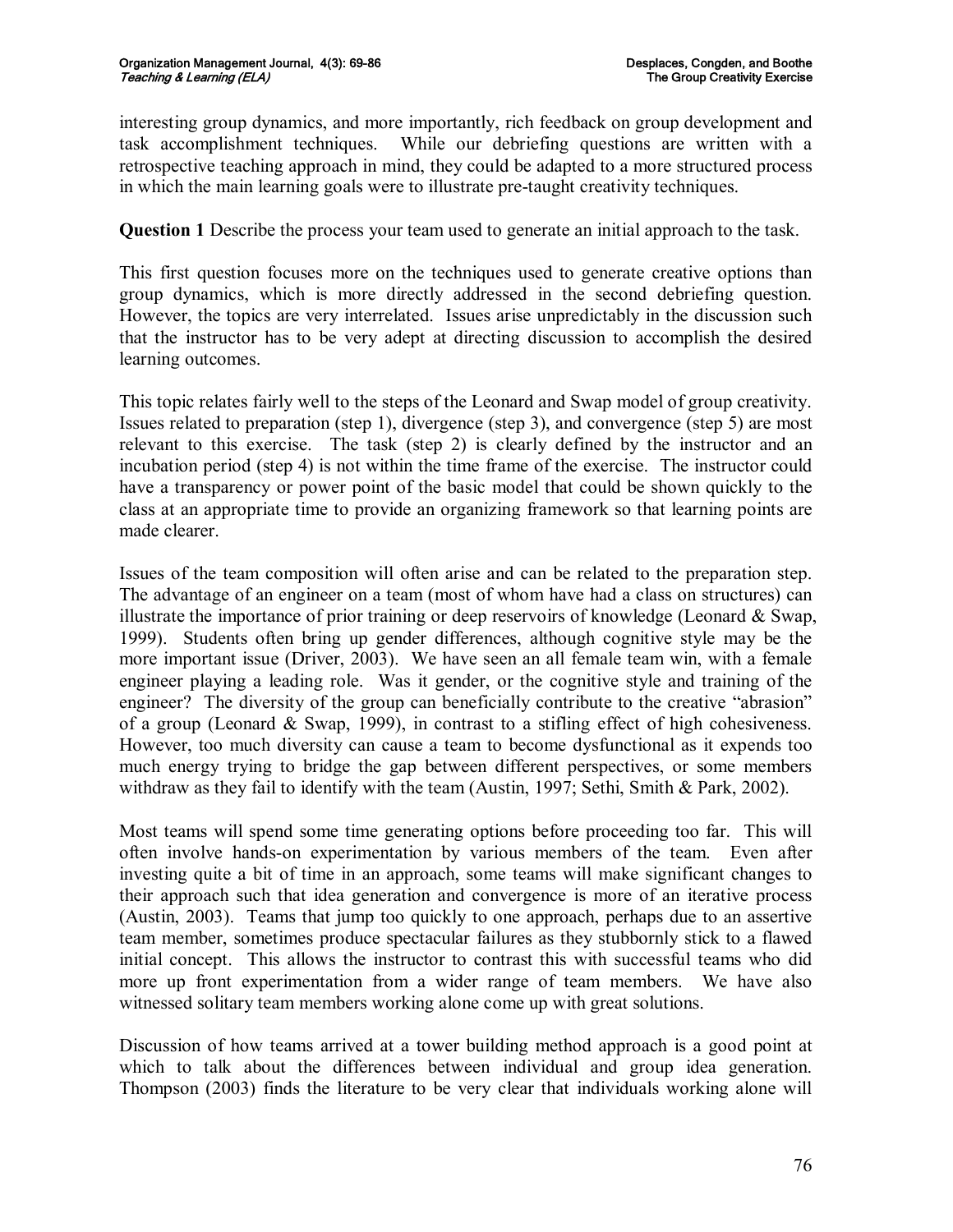interesting group dynamics, and more importantly, rich feedback on group development and task accomplishment techniques. While our debriefing questions are written with a retrospective teaching approach in mind, they could be adapted to a more structured process in which the main learning goals were to illustrate pre-taught creativity techniques.

**Question 1** Describe the process your team used to generate an initial approach to the task.

This first question focuses more on the techniques used to generate creative options than group dynamics, which is more directly addressed in the second debriefing question. However, the topics are very interrelated. Issues arise unpredictably in the discussion such that the instructor has to be very adept at directing discussion to accomplish the desired learning outcomes.

This topic relates fairly well to the steps of the Leonard and Swap model of group creativity. Issues related to preparation (step 1), divergence (step 3), and convergence (step 5) are most relevant to this exercise. The task (step 2) is clearly defined by the instructor and an incubation period (step 4) is not within the time frame of the exercise. The instructor could have a transparency or power point of the basic model that could be shown quickly to the class at an appropriate time to provide an organizing framework so that learning points are made clearer.

Issues of the team composition will often arise and can be related to the preparation step. The advantage of an engineer on a team (most of whom have had a class on structures) can illustrate the importance of prior training or deep reservoirs of knowledge (Leonard & Swap, 1999). Students often bring up gender differences, although cognitive style may be the more important issue (Driver, 2003). We have seen an all female team win, with a female engineer playing a leading role. Was it gender, or the cognitive style and training of the engineer? The diversity of the group can beneficially contribute to the creative "abrasion" of a group (Leonard & Swap, 1999), in contrast to a stifling effect of high cohesiveness. However, too much diversity can cause a team to become dysfunctional as it expends too much energy trying to bridge the gap between different perspectives, or some members withdraw as they fail to identify with the team (Austin, 1997; Sethi, Smith & Park, 2002).

Most teams will spend some time generating options before proceeding too far. This will often involve hands-on experimentation by various members of the team. Even after investing quite a bit of time in an approach, some teams will make significant changes to their approach such that idea generation and convergence is more of an iterative process (Austin, 2003). Teams that jump too quickly to one approach, perhaps due to an assertive team member, sometimes produce spectacular failures as they stubbornly stick to a flawed initial concept. This allows the instructor to contrast this with successful teams who did more up front experimentation from a wider range of team members. We have also witnessed solitary team members working alone come up with great solutions.

Discussion of how teams arrived at a tower building method approach is a good point at which to talk about the differences between individual and group idea generation. Thompson (2003) finds the literature to be very clear that individuals working alone will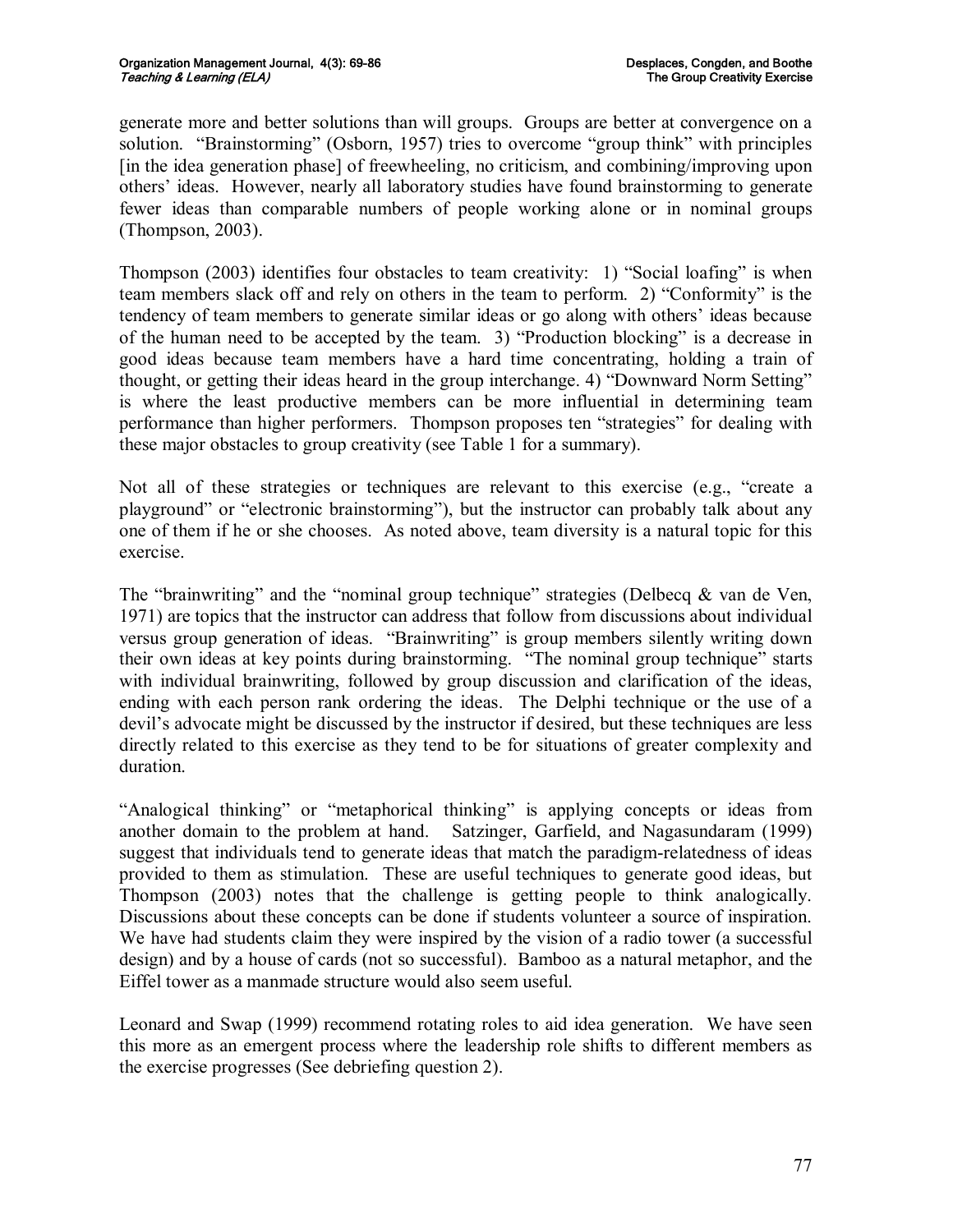generate more and better solutions than will groups. Groups are better at convergence on a solution. "Brainstorming" (Osborn, 1957) tries to overcome "group think" with principles [in the idea generation phase] of freewheeling, no criticism, and combining/improving upon others' ideas. However, nearly all laboratory studies have found brainstorming to generate fewer ideas than comparable numbers of people working alone or in nominal groups (Thompson, 2003).

Thompson (2003) identifies four obstacles to team creativity: 1) "Social loafing" is when team members slack off and rely on others in the team to perform. 2) "Conformity" is the tendency of team members to generate similar ideas or go along with others' ideas because of the human need to be accepted by the team. 3) "Production blocking" is a decrease in good ideas because team members have a hard time concentrating, holding a train of thought, or getting their ideas heard in the group interchange. 4) "Downward Norm Setting" is where the least productive members can be more influential in determining team performance than higher performers. Thompson proposes ten "strategies" for dealing with these major obstacles to group creativity (see Table 1 for a summary).

Not all of these strategies or techniques are relevant to this exercise (e.g., "create a playground" or "electronic brainstorming"), but the instructor can probably talk about any one of them if he or she chooses. As noted above, team diversity is a natural topic for this exercise.

The "brainwriting" and the "nominal group technique" strategies (Delbecq & van de Ven, 1971) are topics that the instructor can address that follow from discussions about individual versus group generation of ideas. "Brainwriting" is group members silently writing down their own ideas at key points during brainstorming. "The nominal group technique" starts with individual brainwriting, followed by group discussion and clarification of the ideas, ending with each person rank ordering the ideas. The Delphi technique or the use of a devil's advocate might be discussed by the instructor if desired, but these techniques are less directly related to this exercise as they tend to be for situations of greater complexity and duration.

"Analogical thinking" or "metaphorical thinking" is applying concepts or ideas from another domain to the problem at hand. Satzinger, Garfield, and Nagasundaram (1999) suggest that individuals tend to generate ideas that match the paradigm-relatedness of ideas provided to them as stimulation. These are useful techniques to generate good ideas, but Thompson (2003) notes that the challenge is getting people to think analogically. Discussions about these concepts can be done if students volunteer a source of inspiration. We have had students claim they were inspired by the vision of a radio tower (a successful design) and by a house of cards (not so successful). Bamboo as a natural metaphor, and the Eiffel tower as a manmade structure would also seem useful.

Leonard and Swap (1999) recommend rotating roles to aid idea generation. We have seen this more as an emergent process where the leadership role shifts to different members as the exercise progresses (See debriefing question 2).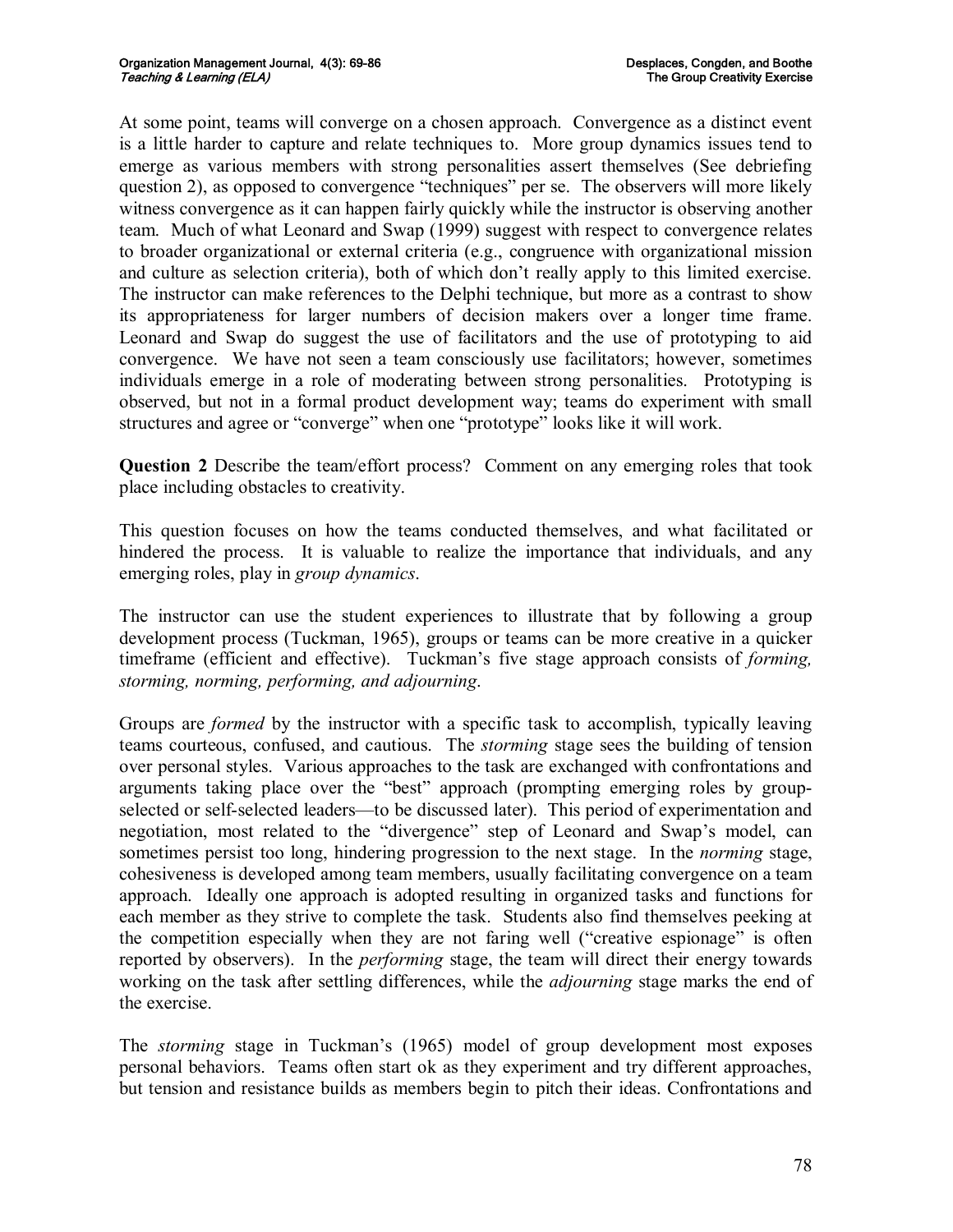At some point, teams will converge on a chosen approach. Convergence as a distinct event is a little harder to capture and relate techniques to. More group dynamics issues tend to emerge as various members with strong personalities assert themselves (See debriefing question 2), as opposed to convergence "techniques" per se. The observers will more likely witness convergence as it can happen fairly quickly while the instructor is observing another team. Much of what Leonard and Swap (1999) suggest with respect to convergence relates to broader organizational or external criteria (e.g., congruence with organizational mission and culture as selection criteria), both of which don't really apply to this limited exercise. The instructor can make references to the Delphi technique, but more as a contrast to show its appropriateness for larger numbers of decision makers over a longer time frame. Leonard and Swap do suggest the use of facilitators and the use of prototyping to aid convergence. We have not seen a team consciously use facilitators; however, sometimes individuals emerge in a role of moderating between strong personalities. Prototyping is observed, but not in a formal product development way; teams do experiment with small structures and agree or "converge" when one "prototype" looks like it will work.

**Question 2** Describe the team/effort process? Comment on any emerging roles that took place including obstacles to creativity.

This question focuses on how the teams conducted themselves, and what facilitated or hindered the process. It is valuable to realize the importance that individuals, and any emerging roles, play in *group dynamics*.

The instructor can use the student experiences to illustrate that by following a group development process (Tuckman, 1965), groups or teams can be more creative in a quicker timeframe (efficient and effective). Tuckman's five stage approach consists of *forming, storming, norming, performing, and adjourning*.

Groups are *formed* by the instructor with a specific task to accomplish, typically leaving teams courteous, confused, and cautious. The *storming* stage sees the building of tension over personal styles. Various approaches to the task are exchanged with confrontations and arguments taking place over the "best" approach (prompting emerging roles by group-selected or self-selected leaders—to be discussed later). This period of experimentation and negotiation, most related to the "divergence" step of Leonard and Swap's model, can sometimes persist too long, hindering progression to the next stage. In the *norming* stage, cohesiveness is developed among team members, usually facilitating convergence on a team approach. Ideally one approach is adopted resulting in organized tasks and functions for each member as they strive to complete the task. Students also find themselves peeking at the competition especially when they are not faring well ("creative espionage" is often reported by observers). In the *performing* stage, the team will direct their energy towards working on the task after settling differences, while the *adjourning* stage marks the end of the exercise.

The *storming* stage in Tuckman's (1965) model of group development most exposes personal behaviors. Teams often start ok as they experiment and try different approaches, but tension and resistance builds as members begin to pitch their ideas. Confrontations and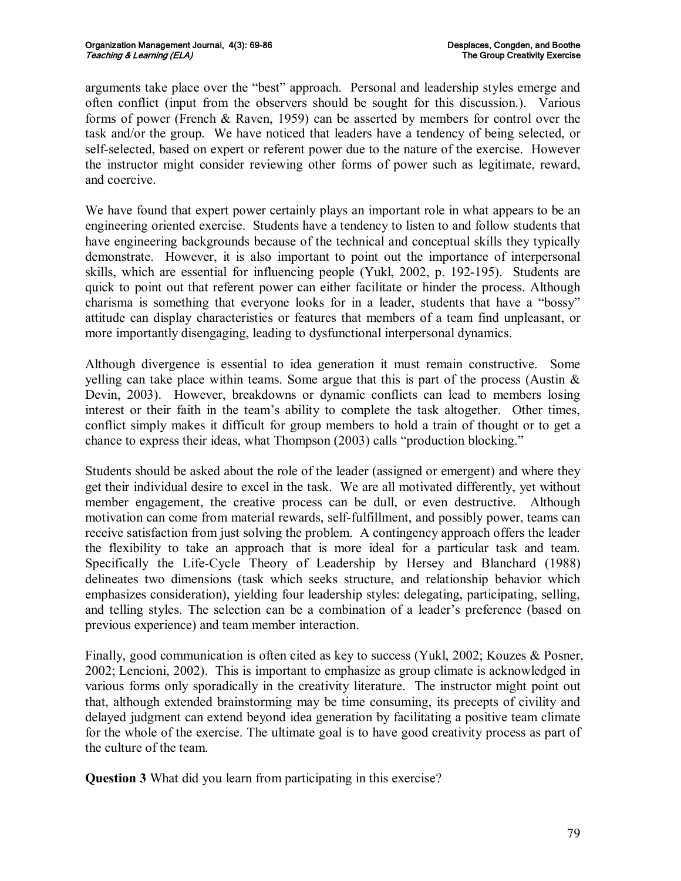arguments take place over the "best" approach. Personal and leadership styles emerge and often conflict (input from the observers should be sought for this discussion.). Various forms of power (French & Raven, 1959) can be asserted by members for control over the task and/or the group. We have noticed that leaders have a tendency of being selected, or self-selected, based on expert or referent power due to the nature of the exercise. However the instructor might consider reviewing other forms of power such as legitimate, reward, and coercive.

We have found that expert power certainly plays an important role in what appears to be an engineering oriented exercise. Students have a tendency to listen to and follow students that have engineering backgrounds because of the technical and conceptual skills they typically demonstrate. However, it is also important to point out the importance of interpersonal skills, which are essential for influencing people (Yukl, 2002, p. 192-195). Students are quick to point out that referent power can either facilitate or hinder the process. Although charisma is something that everyone looks for in a leader, students that have a "bossy" attitude can display characteristics or features that members of a team find unpleasant, or more importantly disengaging, leading to dysfunctional interpersonal dynamics.

Although divergence is essential to idea generation it must remain constructive. Some yelling can take place within teams. Some argue that this is part of the process (Austin & Devin, 2003). However, breakdowns or dynamic conflicts can lead to members losing interest or their faith in the team's ability to complete the task altogether. Other times, conflict simply makes it difficult for group members to hold a train of thought or to get a chance to express their ideas, what Thompson (2003) calls "production blocking."

Students should be asked about the role of the leader (assigned or emergent) and where they get their individual desire to excel in the task. We are all motivated differently, yet without member engagement, the creative process can be dull, or even destructive. Although motivation can come from material rewards, self-fulfillment, and possibly power, teams can receive satisfaction from just solving the problem. A contingency approach offers the leader the flexibility to take an approach that is more ideal for a particular task and team. Specifically the Life-Cycle Theory of Leadership by Hersey and Blanchard (1988) delineates two dimensions (task which seeks structure, and relationship behavior which emphasizes consideration), yielding four leadership styles: delegating, participating, selling, and telling styles. The selection can be a combination of a leader's preference (based on previous experience) and team member interaction.

Finally, good communication is often cited as key to success (Yukl, 2002; Kouzes & Posner, 2002; Lencioni, 2002). This is important to emphasize as group climate is acknowledged in various forms only sporadically in the creativity literature. The instructor might point out that, although extended brainstorming may be time consuming, its precepts of civility and delayed judgment can extend beyond idea generation by facilitating a positive team climate for the whole of the exercise. The ultimate goal is to have good creativity process as part of the culture of the team.

**Question 3** What did you learn from participating in this exercise?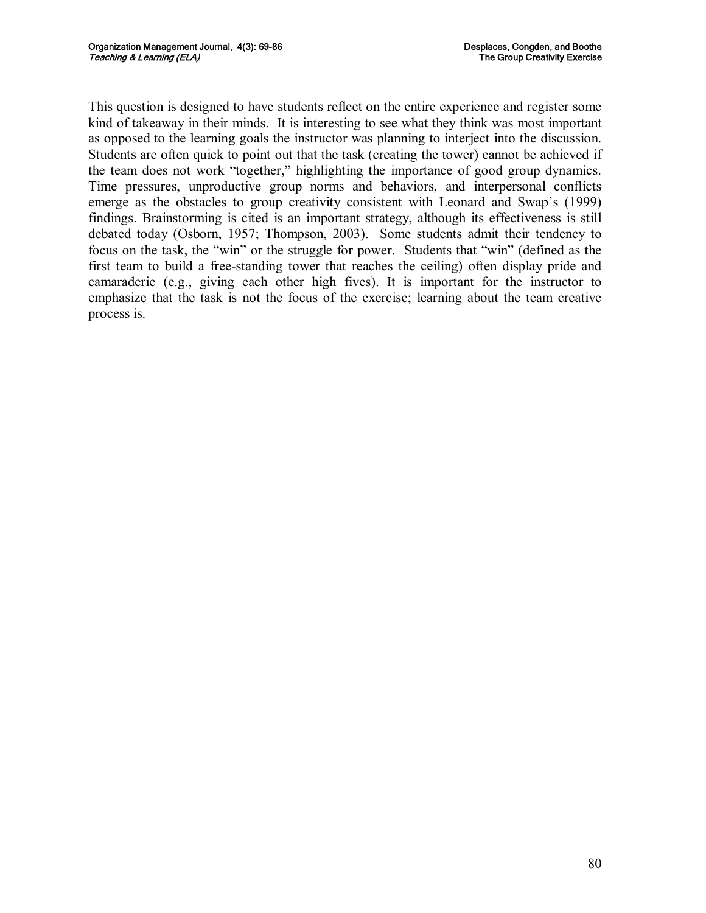This question is designed to have students reflect on the entire experience and register some kind of takeaway in their minds. It is interesting to see what they think was most important as opposed to the learning goals the instructor was planning to interject into the discussion. Students are often quick to point out that the task (creating the tower) cannot be achieved if the team does not work "together," highlighting the importance of good group dynamics. Time pressures, unproductive group norms and behaviors, and interpersonal conflicts emerge as the obstacles to group creativity consistent with Leonard and Swap's (1999) findings. Brainstorming is cited is an important strategy, although its effectiveness is still debated today (Osborn, 1957; Thompson, 2003). Some students admit their tendency to focus on the task, the "win" or the struggle for power. Students that "win" (defined as the first team to build a free-standing tower that reaches the ceiling) often display pride and camaraderie (e.g., giving each other high fives). It is important for the instructor to emphasize that the task is not the focus of the exercise; learning about the team creative process is.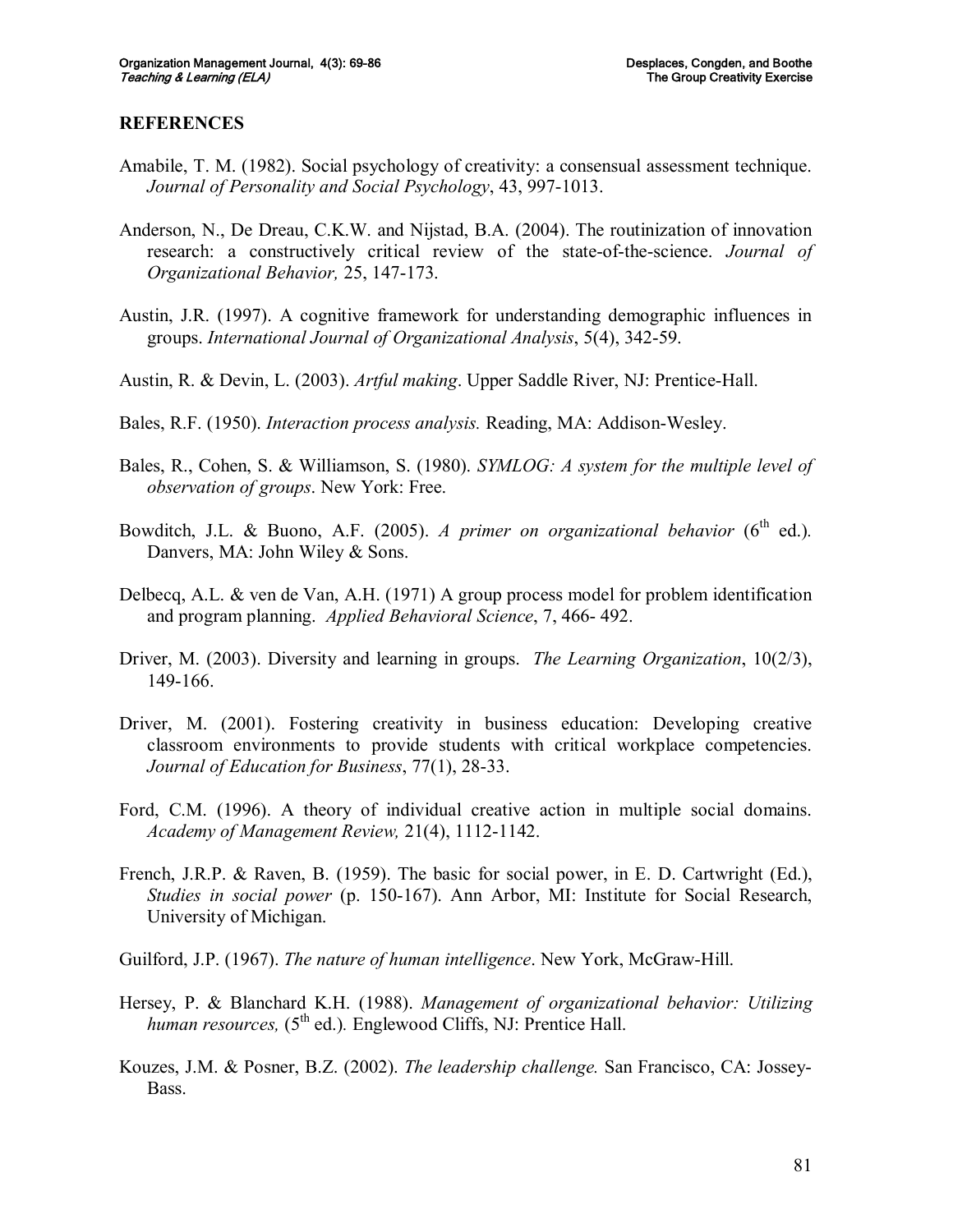## REFERENCES

Amabile, T. M. (1982). Social psychology of creativity: a consensual assessment technique. *Journal of Personality and Social Psychology*, 43, 997-1013.

Anderson, N., De Dreau, C.K.W. and Nijstad, B.A. (2004). The routinization of innovation research: a constructively critical review of the state-of-the-science. *Journal of Organizational Behavior,* 25, 147-173.

Austin, J.R. (1997). A cognitive framework for understanding demographic influences in groups. *International Journal of Organizational Analysis*, 5(4), 342-59.

Austin, R. & Devin, L. (2003). *Artful making*. Upper Saddle River, NJ: Prentice-Hall.

Bales, R.F. (1950). *Interaction process analysis.* Reading, MA: Addison-Wesley.

Bales, R., Cohen, S. & Williamson, S. (1980). *SYMLOG: A system for the multiple level of observation of groups*. New York: Free.

Bowditch, J.L. & Buono, A.F. (2005). *A primer on organizational behavior* (6th ed.). Danvers, MA: John Wiley & Sons.

Delbecq, A.L. & ven de Van, A.H. (1971) A group process model for problem identification and program planning. *Applied Behavioral Science*, 7, 466- 492.

Driver, M. (2003). Diversity and learning in groups. *The Learning Organization*, 10(2/3), 149-166.

Driver, M. (2001). Fostering creativity in business education: Developing creative classroom environments to provide students with critical workplace competencies. *Journal of Education for Business*, 77(1), 28-33.

Ford, C.M. (1996). A theory of individual creative action in multiple social domains. *Academy of Management Review,* 21(4), 1112-1142.

French, J.R.P. & Raven, B. (1959). The basic for social power, in E. D. Cartwright (Ed.), *Studies in social power* (p. 150-167). Ann Arbor, MI: Institute for Social Research, University of Michigan.

Guilford, J.P. (1967). *The nature of human intelligence*. New York, McGraw-Hill.

Hersey, P. & Blanchard K.H. (1988). *Management of organizational behavior: Utilizing human resources,* (5th ed.). Englewood Cliffs, NJ: Prentice Hall.

Kouzes, J.M. & Posner, B.Z. (2002). *The leadership challenge.* San Francisco, CA: Jossey-Bass.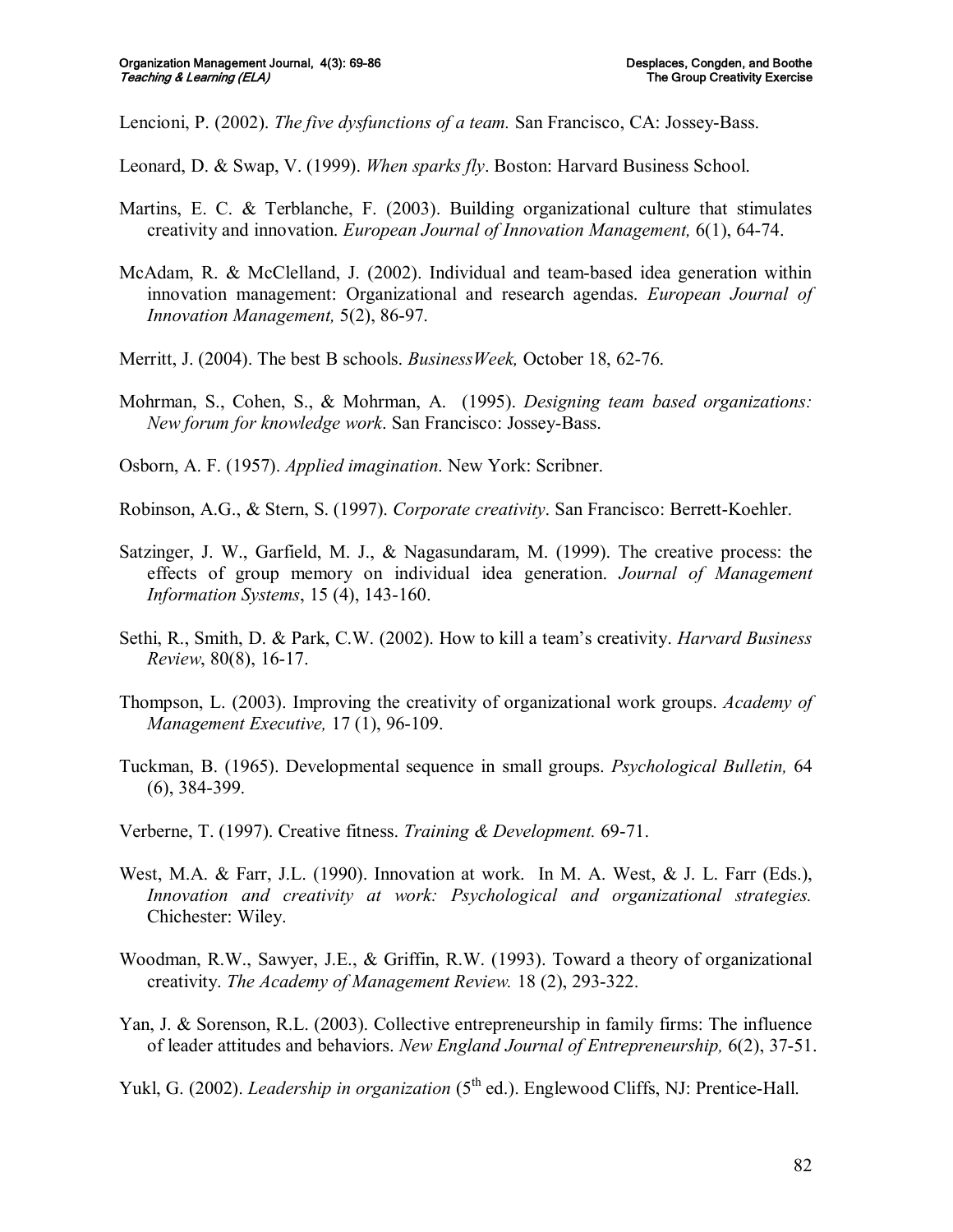Lencioni, P. (2002). *The five dysfunctions of a team.* San Francisco, CA: Jossey-Bass.

Leonard, D. & Swap, V. (1999). *When sparks fly*. Boston: Harvard Business School.

Martins, E. C. & Terblanche, F. (2003). Building organizational culture that stimulates creativity and innovation. *European Journal of Innovation Management,* 6(1), 64-74.

McAdam, R. & McClelland, J. (2002). Individual and team-based idea generation within innovation management: Organizational and research agendas. *European Journal of Innovation Management,* 5(2), 86-97.

Merritt, J. (2004). The best B schools. *BusinessWeek,* October 18, 62-76.

Mohrman, S., Cohen, S., & Mohrman, A. (1995). *Designing team based organizations: New forum for knowledge work*. San Francisco: Jossey-Bass.

Osborn, A. F. (1957). *Applied imagination*. New York: Scribner.

Robinson, A.G., & Stern, S. (1997). *Corporate creativity*. San Francisco: Berrett-Koehler.

Satzinger, J. W., Garfield, M. J., & Nagasundaram, M. (1999). The creative process: the effects of group memory on individual idea generation. *Journal of Management Information Systems*, 15 (4), 143-160.

Sethi, R., Smith, D. & Park, C.W. (2002). How to kill a team's creativity. *Harvard Business Review*, 80(8), 16-17.

Thompson, L. (2003). Improving the creativity of organizational work groups. *Academy of Management Executive,* 17 (1), 96-109.

Tuckman, B. (1965). Developmental sequence in small groups. *Psychological Bulletin,* 64 (6), 384-399.

Verberne, T. (1997). Creative fitness. *Training & Development.* 69-71.

West, M.A. & Farr, J.L. (1990). Innovation at work. In M. A. West, & J. L. Farr (Eds.), *Innovation and creativity at work: Psychological and organizational strategies.* Chichester: Wiley.

Woodman, R.W., Sawyer, J.E., & Griffin, R.W. (1993). Toward a theory of organizational creativity. *The Academy of Management Review.* 18 (2), 293-322.

Yan, J. & Sorenson, R.L. (2003). Collective entrepreneurship in family firms: The influence of leader attitudes and behaviors. *New England Journal of Entrepreneurship,* 6(2), 37-51.

Yukl, G. (2002). *Leadership in organization* (5th ed.). Englewood Cliffs, NJ: Prentice-Hall.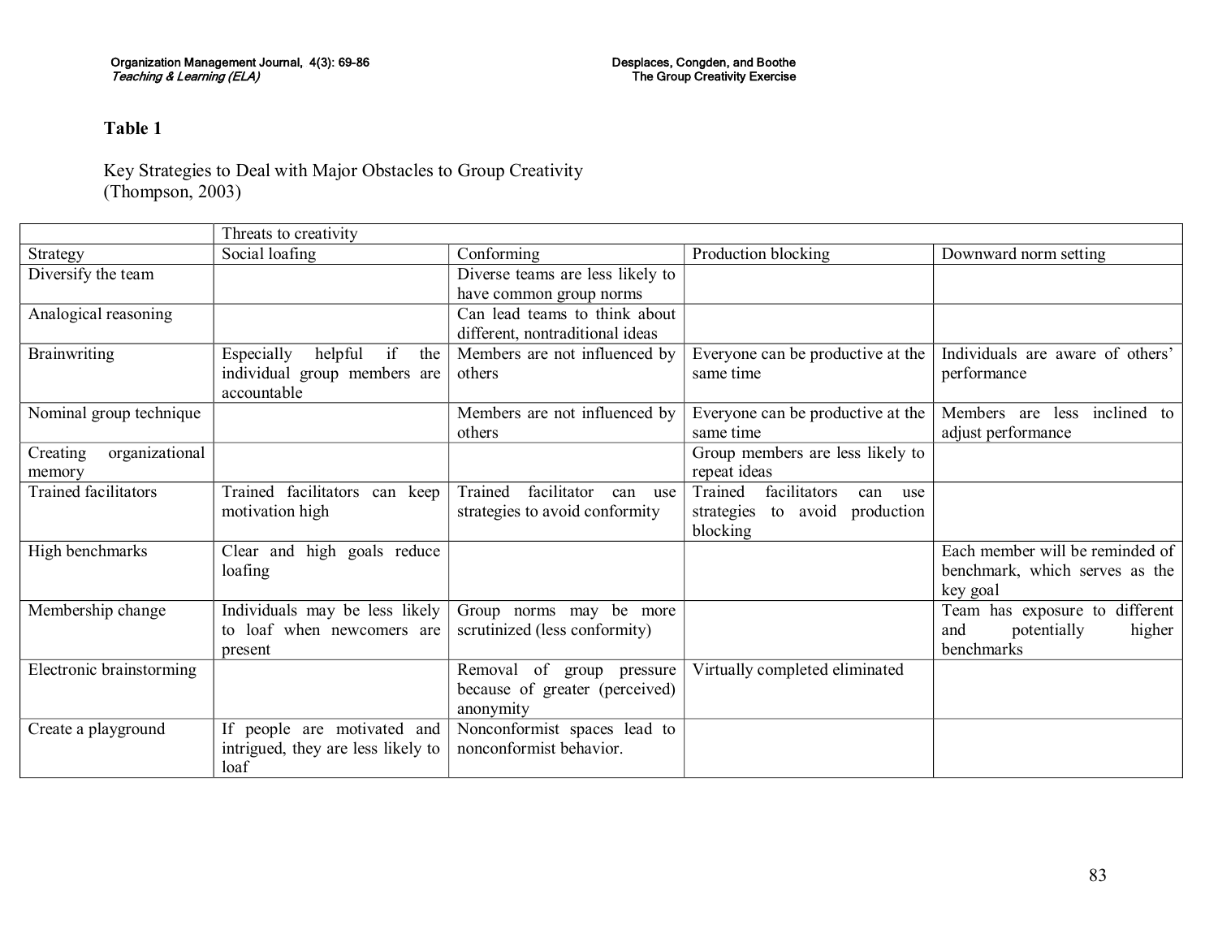**Table 1**

Key Strategies to Deal with Major Obstacles to Group Creativity (Thompson, 2003)

| | Threats to creativity | | | |
|---|---|---|---|---|
| Strategy | Social loafing | Conforming | Production blocking | Downward norm setting |
| Diversify the team | | Diverse teams are less likely to have common group norms | | |
| Analogical reasoning | | Can lead teams to think about different, nontraditional ideas | | |
| Brainwriting | Especially helpful if the individual group members are accountable | Members are not influenced by others | Everyone can be productive at the same time | Individuals are aware of others' performance |
| Nominal group technique | | Members are not influenced by others | Everyone can be productive at the same time | Members are less inclined to adjust performance |
| Creating organizational memory | | | Group members are less likely to repeat ideas | |
| Trained facilitators | Trained facilitators can keep motivation high | Trained facilitator can use strategies to avoid conformity | Trained facilitators can use strategies to avoid production blocking | |
| High benchmarks | Clear and high goals reduce loafing | | | Each member will be reminded of benchmark, which serves as the key goal |
| Membership change | Individuals may be less likely to loaf when newcomers are present | Group norms may be more scrutinized (less conformity) | | Team has exposure to different and potentially higher benchmarks |
| Electronic brainstorming | | Removal of group pressure because of greater (perceived) anonymity | Virtually completed eliminated | |
| Create a playground | If people are motivated and intrigued, they are less likely to loaf | Nonconformist spaces lead to nonconformist behavior. | | |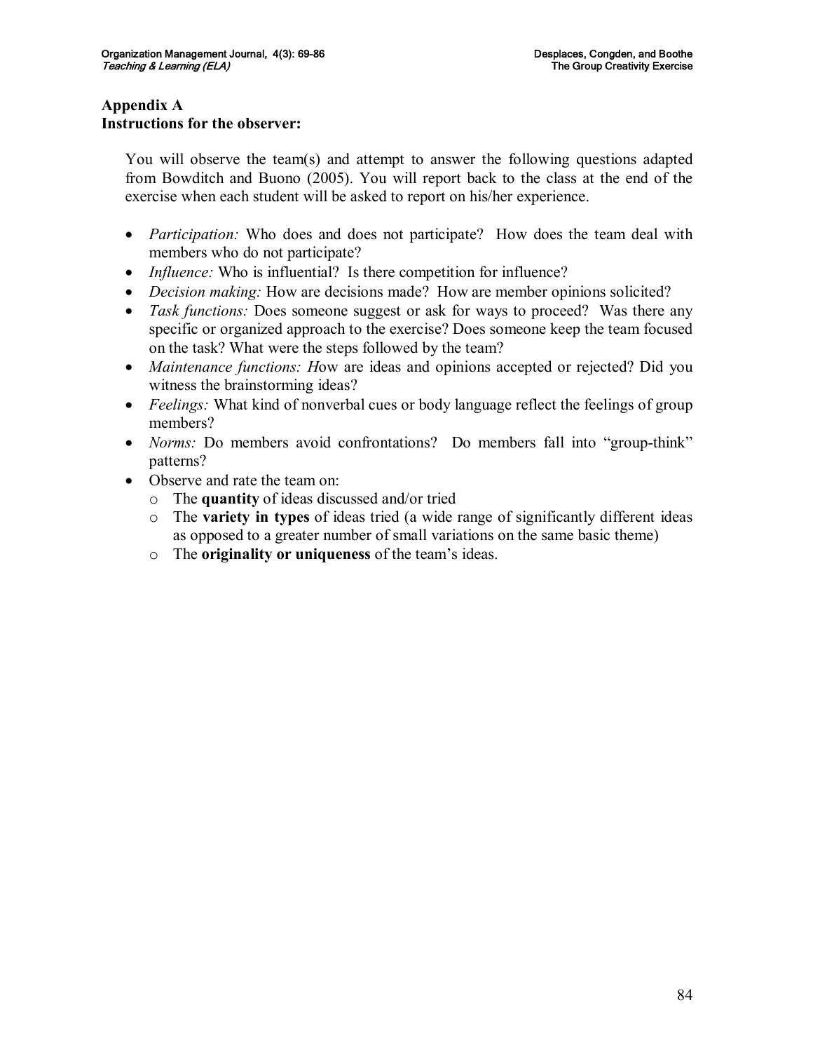## Appendix A
## Instructions for the observer:

You will observe the team(s) and attempt to answer the following questions adapted from Bowditch and Buono (2005). You will report back to the class at the end of the exercise when each student will be asked to report on his/her experience.

- *Participation:* Who does and does not participate? How does the team deal with members who do not participate?
- *Influence:* Who is influential? Is there competition for influence?
- *Decision making:* How are decisions made? How are member opinions solicited?
- *Task functions:* Does someone suggest or ask for ways to proceed? Was there any specific or organized approach to the exercise? Does someone keep the team focused on the task? What were the steps followed by the team?
- *Maintenance functions: H*ow are ideas and opinions accepted or rejected? Did you witness the brainstorming ideas?
- *Feelings:* What kind of nonverbal cues or body language reflect the feelings of group members?
- *Norms:* Do members avoid confrontations? Do members fall into "group-think" patterns?
- Observe and rate the team on:
  - The **quantity** of ideas discussed and/or tried
  - The **variety in types** of ideas tried (a wide range of significantly different ideas as opposed to a greater number of small variations on the same basic theme)
  - The **originality or uniqueness** of the team's ideas.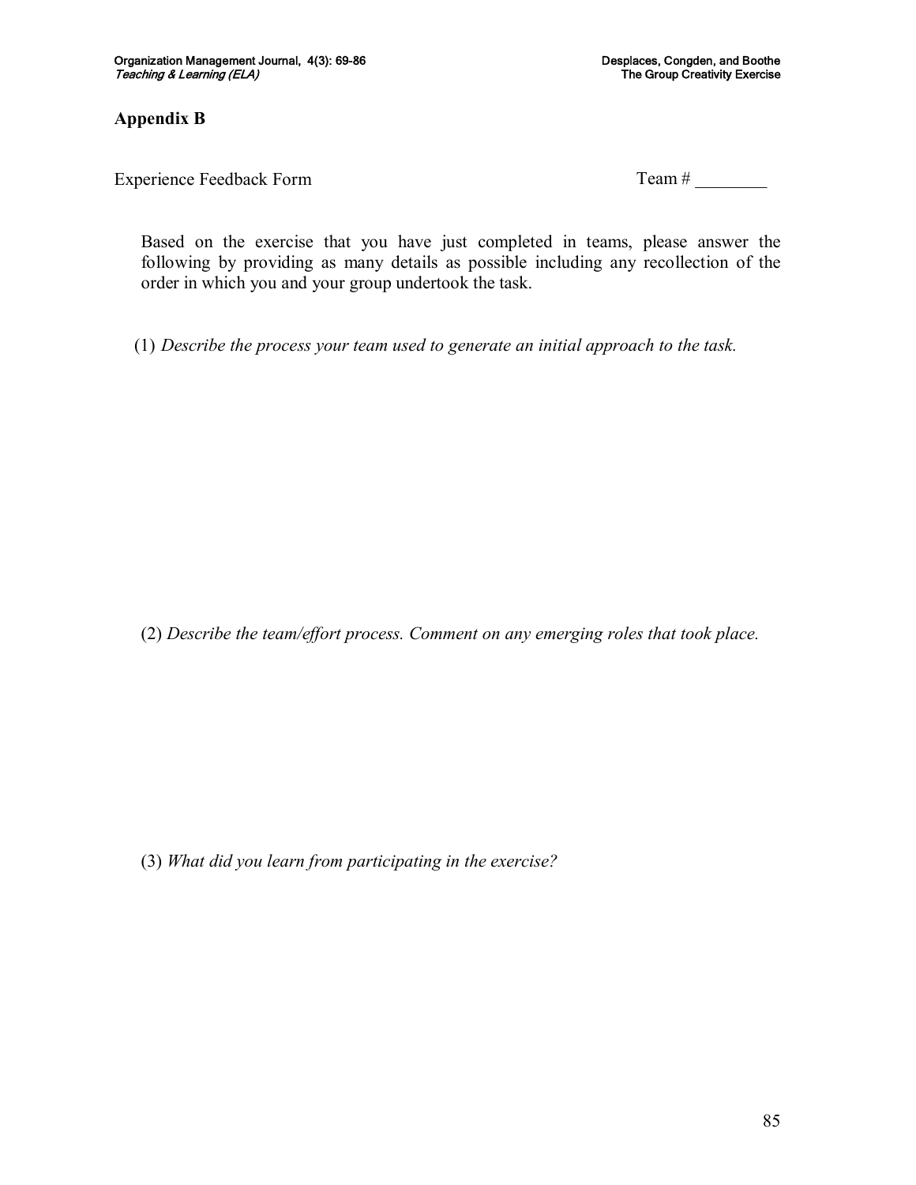## Appendix B

Experience Feedback Form Team # ________

Based on the exercise that you have just completed in teams, please answer the following by providing as many details as possible including any recollection of the order in which you and your group undertook the task.

(1) *Describe the process your team used to generate an initial approach to the task.*

(2) *Describe the team/effort process. Comment on any emerging roles that took place.*

(3) *What did you learn from participating in the exercise?*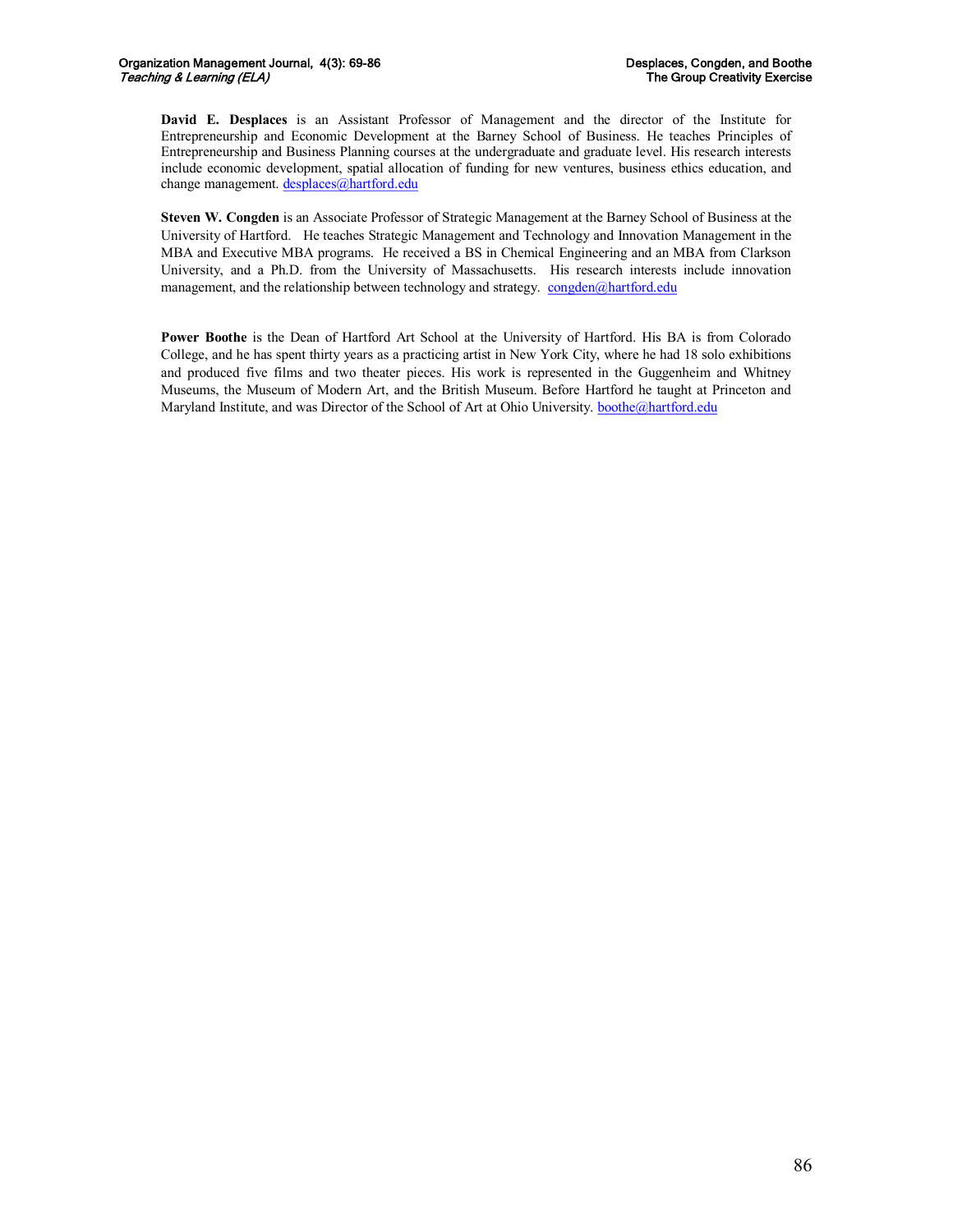**David E. Desplaces** is an Assistant Professor of Management and the director of the Institute for Entrepreneurship and Economic Development at the Barney School of Business. He teaches Principles of Entrepreneurship and Business Planning courses at the undergraduate and graduate level. His research interests include economic development, spatial allocation of funding for new ventures, business ethics education, and change management. desplaces@hartford.edu

**Steven W. Congden** is an Associate Professor of Strategic Management at the Barney School of Business at the University of Hartford. He teaches Strategic Management and Technology and Innovation Management in the MBA and Executive MBA programs. He received a BS in Chemical Engineering and an MBA from Clarkson University, and a Ph.D. from the University of Massachusetts. His research interests include innovation management, and the relationship between technology and strategy. congden@hartford.edu

**Power Boothe** is the Dean of Hartford Art School at the University of Hartford. His BA is from Colorado College, and he has spent thirty years as a practicing artist in New York City, where he had 18 solo exhibitions and produced five films and two theater pieces. His work is represented in the Guggenheim and Whitney Museums, the Museum of Modern Art, and the British Museum. Before Hartford he taught at Princeton and Maryland Institute, and was Director of the School of Art at Ohio University. boothe@hartford.edu